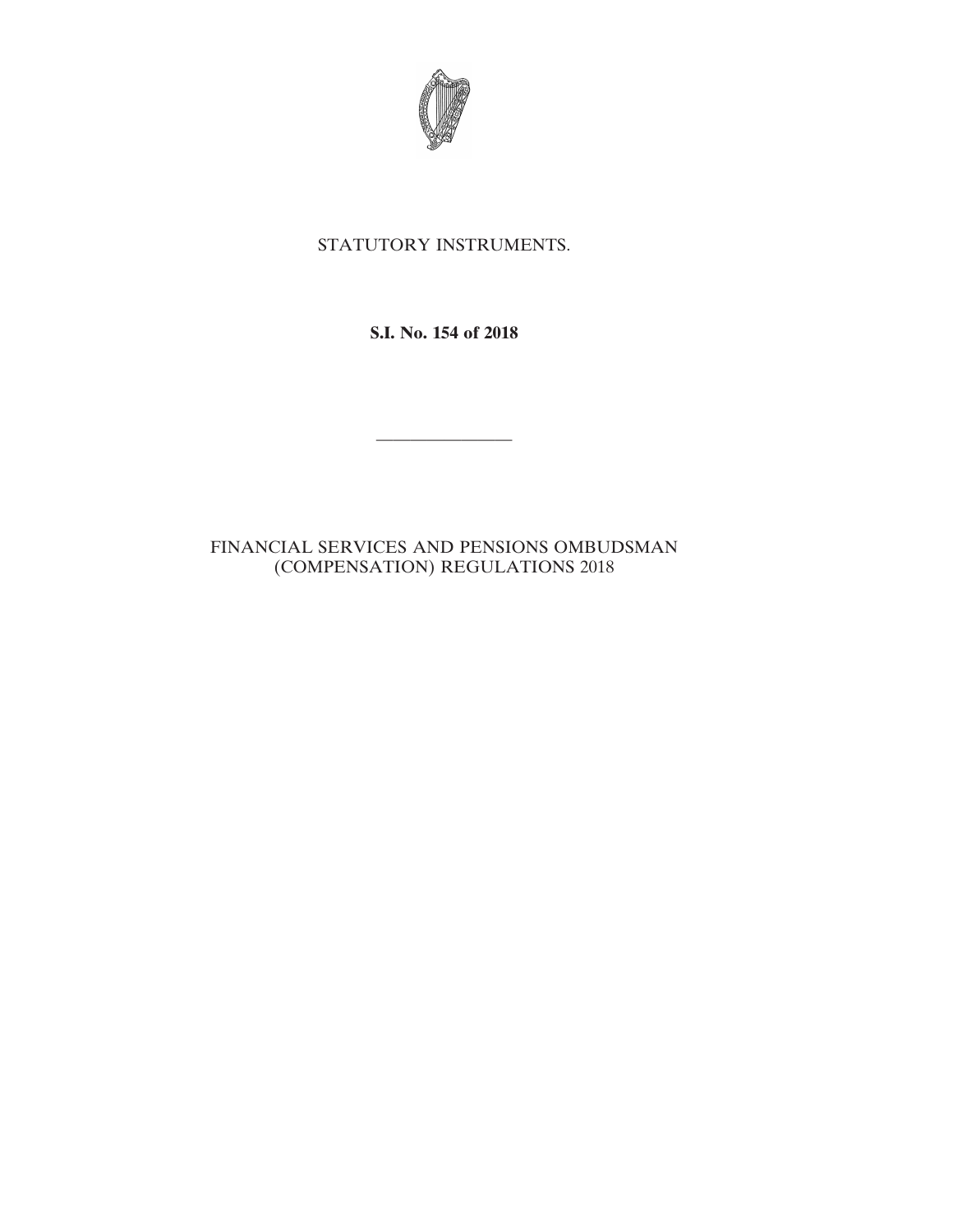STATUTORY INSTRUMENTS.

**S.I. No. 154 of 2018**

---

FINANCIAL SERVICES AND PENSIONS OMBUDSMAN (COMPENSATION) REGULATIONS 2018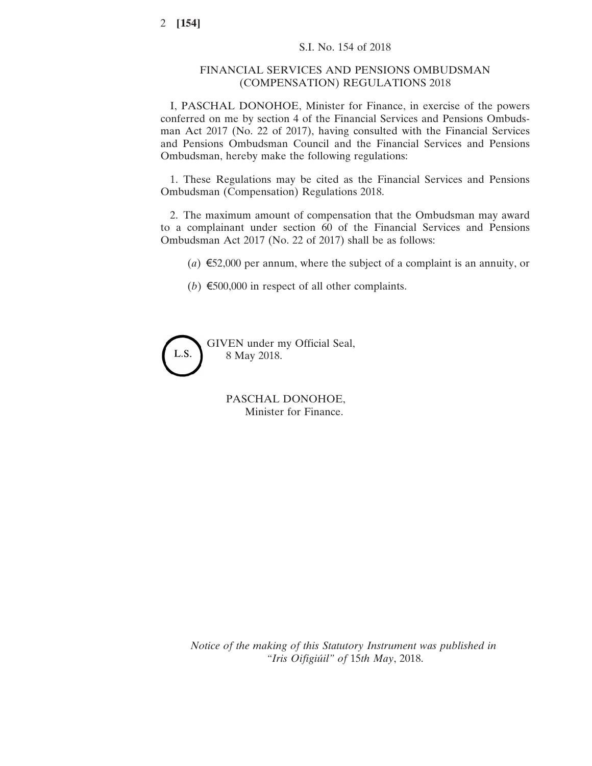S.I. No. 154 of 2018

# FINANCIAL SERVICES AND PENSIONS OMBUDSMAN (COMPENSATION) REGULATIONS 2018

I, PASCHAL DONOHOE, Minister for Finance, in exercise of the powers conferred on me by section 4 of the Financial Services and Pensions Ombudsman Act 2017 (No. 22 of 2017), having consulted with the Financial Services and Pensions Ombudsman Council and the Financial Services and Pensions Ombudsman, hereby make the following regulations:

1. These Regulations may be cited as the Financial Services and Pensions Ombudsman (Compensation) Regulations 2018.

2. The maximum amount of compensation that the Ombudsman may award to a complainant under section 60 of the Financial Services and Pensions Ombudsman Act 2017 (No. 22 of 2017) shall be as follows:

(*a*) €52,000 per annum, where the subject of a complaint is an annuity, or

(*b*) €500,000 in respect of all other complaints.

L.S.

GIVEN under my Official Seal,
8 May 2018.

PASCHAL DONOHOE,
Minister for Finance.

*Notice of the making of this Statutory Instrument was published in "Iris Oifigiúil" of* 15*th May*, 2018.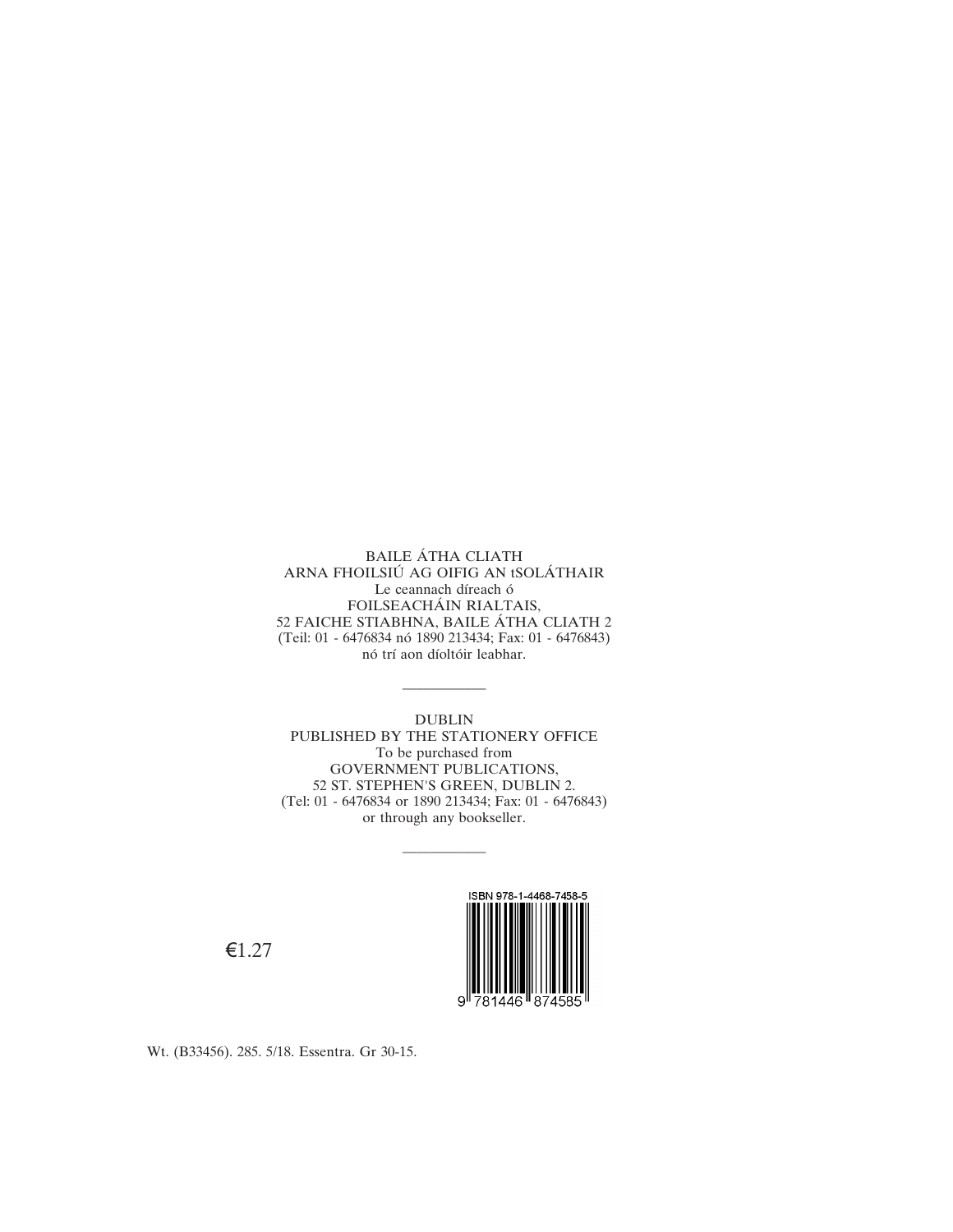BAILE ÁTHA CLIATH
ARNA FHOILSIÚ AG OIFIG AN tSOLÁTHAIR
Le ceannach díreach ó
FOILSEACHÁIN RIALTAIS,
52 FAICHE STIABHNA, BAILE ÁTHA CLIATH 2
(Teil: 01 - 6476834 nó 1890 213434; Fax: 01 - 6476843)
nó trí aon díoltóir leabhar.

---

DUBLIN
PUBLISHED BY THE STATIONERY OFFICE
To be purchased from
GOVERNMENT PUBLICATIONS,
52 ST. STEPHEN'S GREEN, DUBLIN 2.
(Tel: 01 - 6476834 or 1890 213434; Fax: 01 - 6476843)
or through any bookseller.

---

ISBN 978-1-4468-7458-5

9 781446 874585

€1.27

Wt. (B33456). 285. 5/18. Essentra. Gr 30-15.